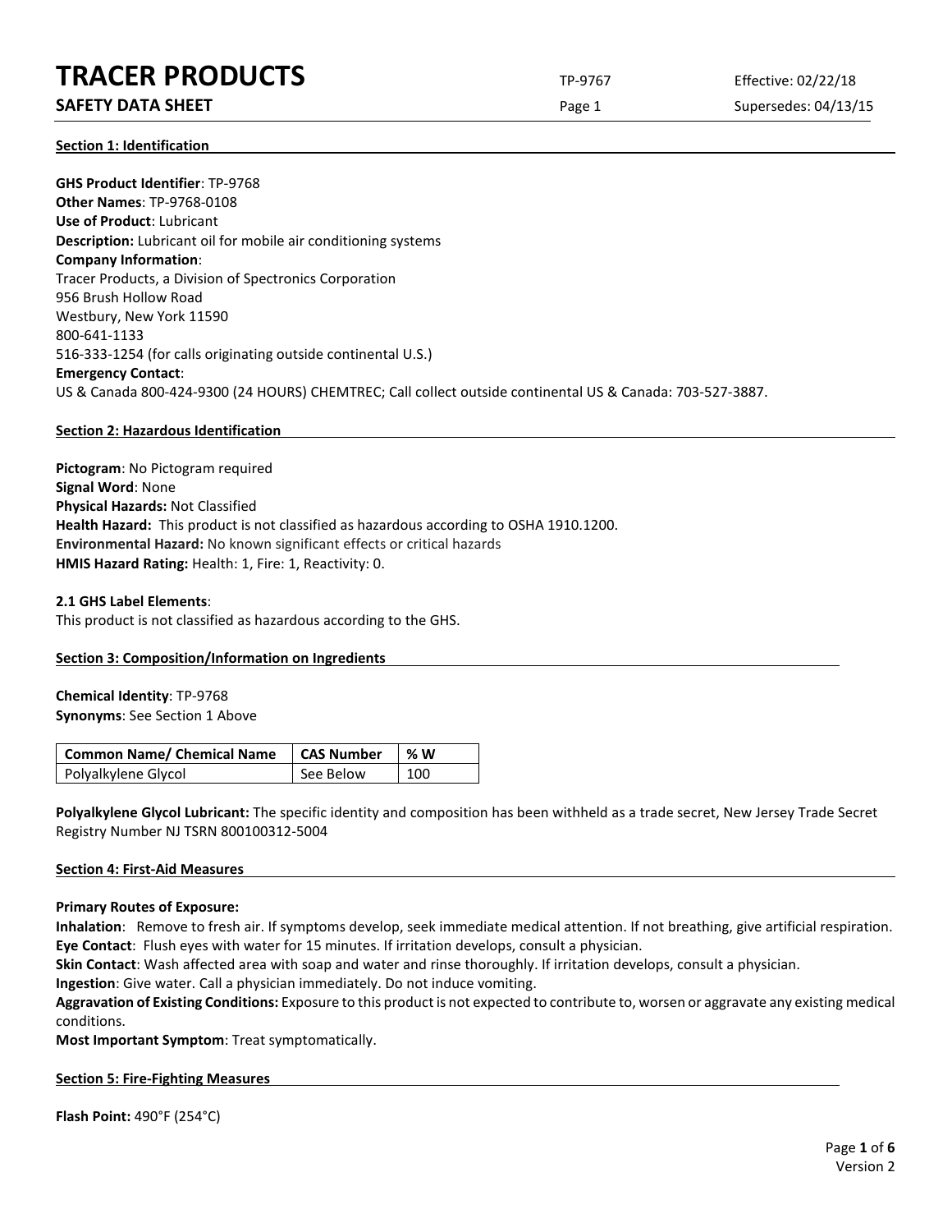## Section 1: Identification

**GHS Product Identifier**: TP-9768
**Other Names**: TP-9768-0108
**Use of Product**: Lubricant
**Description:** Lubricant oil for mobile air conditioning systems
**Company Information**:
Tracer Products, a Division of Spectronics Corporation
956 Brush Hollow Road
Westbury, New York 11590
800-641-1133
516-333-1254 (for calls originating outside continental U.S.)
**Emergency Contact**:
US & Canada 800-424-9300 (24 HOURS) CHEMTREC; Call collect outside continental US & Canada: 703-527-3887.

## Section 2: Hazardous Identification

**Pictogram**: No Pictogram required
**Signal Word**: None
**Physical Hazards:** Not Classified
**Health Hazard:** This product is not classified as hazardous according to OSHA 1910.1200.
**Environmental Hazard:** No known significant effects or critical hazards
**HMIS Hazard Rating:** Health: 1, Fire: 1, Reactivity: 0.

**2.1 GHS Label Elements**:
This product is not classified as hazardous according to the GHS.

## Section 3: Composition/Information on Ingredients

**Chemical Identity**: TP-9768
**Synonyms**: See Section 1 Above

| Common Name/ Chemical Name | CAS Number | % W |
|---|---|---|
| Polyalkylene Glycol | See Below | 100 |

**Polyalkylene Glycol Lubricant:** The specific identity and composition has been withheld as a trade secret, New Jersey Trade Secret Registry Number NJ TSRN 800100312-5004

## Section 4: First-Aid Measures

**Primary Routes of Exposure:**
**Inhalation**: Remove to fresh air. If symptoms develop, seek immediate medical attention. If not breathing, give artificial respiration.
**Eye Contact**: Flush eyes with water for 15 minutes. If irritation develops, consult a physician.
**Skin Contact**: Wash affected area with soap and water and rinse thoroughly. If irritation develops, consult a physician.
**Ingestion**: Give water. Call a physician immediately. Do not induce vomiting.
**Aggravation of Existing Conditions:** Exposure to this product is not expected to contribute to, worsen or aggravate any existing medical conditions.
**Most Important Symptom**: Treat symptomatically.

## Section 5: Fire-Fighting Measures

**Flash Point:** 490°F (254°C)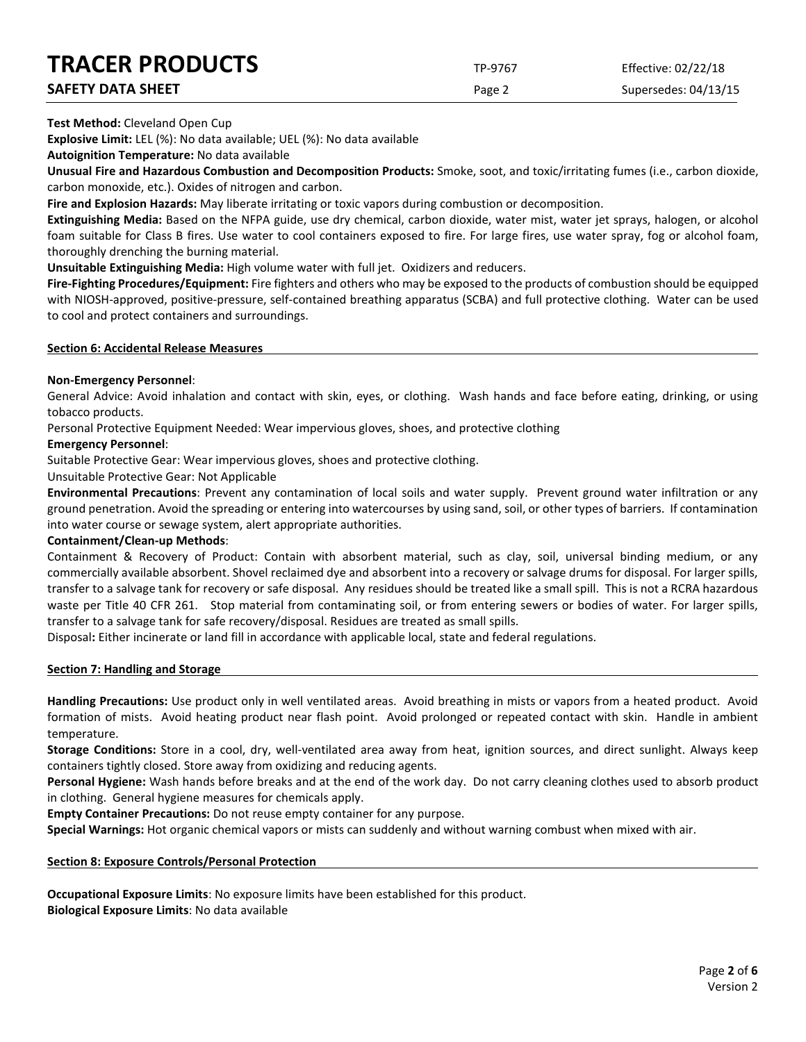**Test Method:** Cleveland Open Cup

**Explosive Limit:** LEL (%): No data available; UEL (%): No data available

**Autoignition Temperature:** No data available

**Unusual Fire and Hazardous Combustion and Decomposition Products:** Smoke, soot, and toxic/irritating fumes (i.e., carbon dioxide, carbon monoxide, etc.). Oxides of nitrogen and carbon.

**Fire and Explosion Hazards:** May liberate irritating or toxic vapors during combustion or decomposition.

**Extinguishing Media:** Based on the NFPA guide, use dry chemical, carbon dioxide, water mist, water jet sprays, halogen, or alcohol foam suitable for Class B fires. Use water to cool containers exposed to fire. For large fires, use water spray, fog or alcohol foam, thoroughly drenching the burning material.

**Unsuitable Extinguishing Media:** High volume water with full jet. Oxidizers and reducers.

**Fire-Fighting Procedures/Equipment:** Fire fighters and others who may be exposed to the products of combustion should be equipped with NIOSH-approved, positive-pressure, self-contained breathing apparatus (SCBA) and full protective clothing. Water can be used to cool and protect containers and surroundings.

## Section 6: Accidental Release Measures

**Non-Emergency Personnel**:

General Advice: Avoid inhalation and contact with skin, eyes, or clothing. Wash hands and face before eating, drinking, or using tobacco products.

Personal Protective Equipment Needed: Wear impervious gloves, shoes, and protective clothing

**Emergency Personnel**:

Suitable Protective Gear: Wear impervious gloves, shoes and protective clothing.

Unsuitable Protective Gear: Not Applicable

**Environmental Precautions**: Prevent any contamination of local soils and water supply. Prevent ground water infiltration or any ground penetration. Avoid the spreading or entering into watercourses by using sand, soil, or other types of barriers. If contamination into water course or sewage system, alert appropriate authorities.

**Containment/Clean-up Methods**:

Containment & Recovery of Product: Contain with absorbent material, such as clay, soil, universal binding medium, or any commercially available absorbent. Shovel reclaimed dye and absorbent into a recovery or salvage drums for disposal. For larger spills, transfer to a salvage tank for recovery or safe disposal. Any residues should be treated like a small spill. This is not a RCRA hazardous waste per Title 40 CFR 261. Stop material from contaminating soil, or from entering sewers or bodies of water. For larger spills, transfer to a salvage tank for safe recovery/disposal. Residues are treated as small spills.

Disposal**:** Either incinerate or land fill in accordance with applicable local, state and federal regulations.

## Section 7: Handling and Storage

**Handling Precautions:** Use product only in well ventilated areas. Avoid breathing in mists or vapors from a heated product. Avoid formation of mists. Avoid heating product near flash point. Avoid prolonged or repeated contact with skin. Handle in ambient temperature.

**Storage Conditions:** Store in a cool, dry, well-ventilated area away from heat, ignition sources, and direct sunlight. Always keep containers tightly closed. Store away from oxidizing and reducing agents.

**Personal Hygiene:** Wash hands before breaks and at the end of the work day. Do not carry cleaning clothes used to absorb product in clothing. General hygiene measures for chemicals apply.

**Empty Container Precautions:** Do not reuse empty container for any purpose.

**Special Warnings:** Hot organic chemical vapors or mists can suddenly and without warning combust when mixed with air.

## Section 8: Exposure Controls/Personal Protection

**Occupational Exposure Limits**: No exposure limits have been established for this product.

**Biological Exposure Limits**: No data available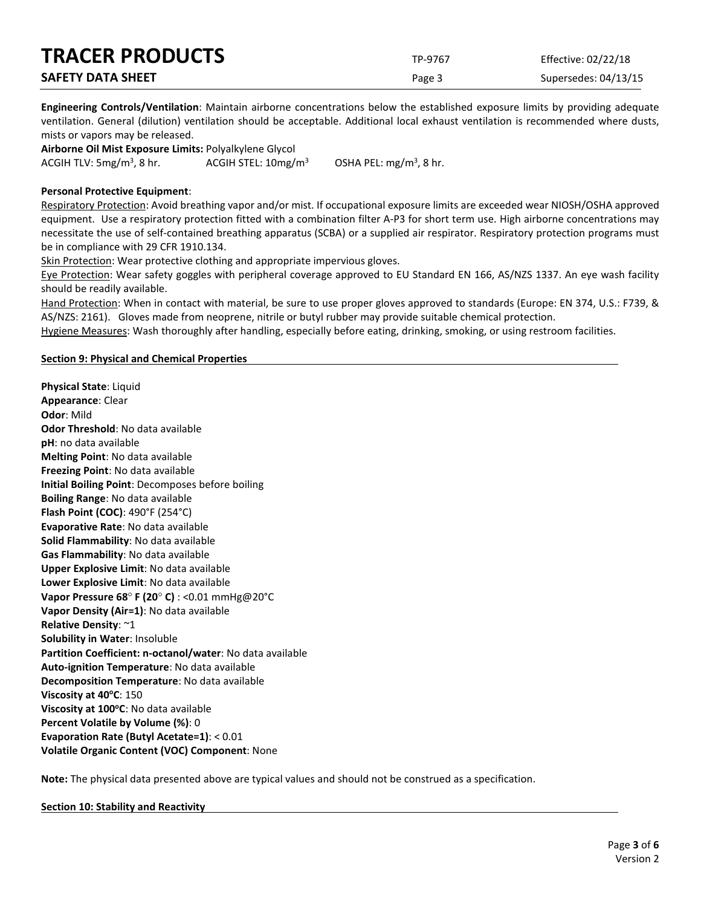**Engineering Controls/Ventilation**: Maintain airborne concentrations below the established exposure limits by providing adequate ventilation. General (dilution) ventilation should be acceptable. Additional local exhaust ventilation is recommended where dusts, mists or vapors may be released.

**Airborne Oil Mist Exposure Limits:** Polyalkylene Glycol

ACGIH TLV: 5mg/m$^3$, 8 hr. ACGIH STEL: 10mg/m$^3$ OSHA PEL: mg/m$^3$, 8 hr.

**Personal Protective Equipment**:

Respiratory Protection: Avoid breathing vapor and/or mist. If occupational exposure limits are exceeded wear NIOSH/OSHA approved equipment. Use a respiratory protection fitted with a combination filter A-P3 for short term use. High airborne concentrations may necessitate the use of self-contained breathing apparatus (SCBA) or a supplied air respirator. Respiratory protection programs must be in compliance with 29 CFR 1910.134.

Skin Protection: Wear protective clothing and appropriate impervious gloves.

Eye Protection: Wear safety goggles with peripheral coverage approved to EU Standard EN 166, AS/NZS 1337. An eye wash facility should be readily available.

Hand Protection: When in contact with material, be sure to use proper gloves approved to standards (Europe: EN 374, U.S.: F739, & AS/NZS: 2161). Gloves made from neoprene, nitrile or butyl rubber may provide suitable chemical protection.

Hygiene Measures: Wash thoroughly after handling, especially before eating, drinking, smoking, or using restroom facilities.

## Section 9: Physical and Chemical Properties

**Physical State**: Liquid
**Appearance**: Clear
**Odor**: Mild
**Odor Threshold**: No data available
**pH**: no data available
**Melting Point**: No data available
**Freezing Point**: No data available
**Initial Boiling Point**: Decomposes before boiling
**Boiling Range**: No data available
**Flash Point (COC)**: 490°F (254°C)
**Evaporative Rate**: No data available
**Solid Flammability**: No data available
**Gas Flammability**: No data available
**Upper Explosive Limit**: No data available
**Lower Explosive Limit**: No data available
**Vapor Pressure 68° F (20° C)** : <0.01 mmHg@20°C
**Vapor Density (Air=1)**: No data available
**Relative Density**: ~1
**Solubility in Water**: Insoluble
**Partition Coefficient: n-octanol/water**: No data available
**Auto-ignition Temperature**: No data available
**Decomposition Temperature**: No data available
**Viscosity at 40°C**: 150
**Viscosity at 100°C**: No data available
**Percent Volatile by Volume (%)**: 0
**Evaporation Rate (Butyl Acetate=1)**: < 0.01
**Volatile Organic Content (VOC) Component**: None

**Note:** The physical data presented above are typical values and should not be construed as a specification.

## Section 10: Stability and Reactivity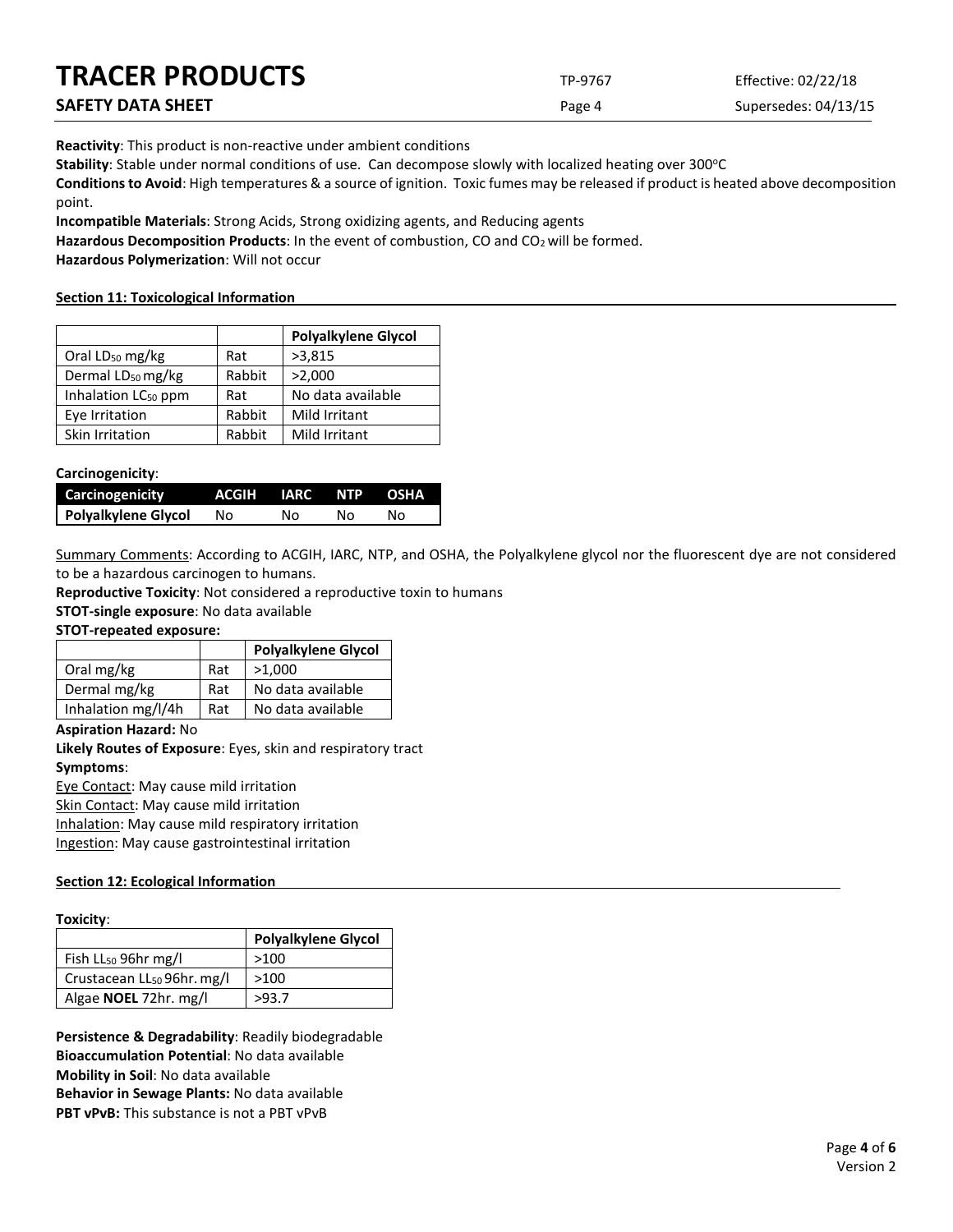**Reactivity**: This product is non-reactive under ambient conditions

**Stability**: Stable under normal conditions of use. Can decompose slowly with localized heating over 300°C

**Conditions to Avoid**: High temperatures & a source of ignition. Toxic fumes may be released if product is heated above decomposition point.

**Incompatible Materials**: Strong Acids, Strong oxidizing agents, and Reducing agents

**Hazardous Decomposition Products**: In the event of combustion, CO and $CO_2$ will be formed.

**Hazardous Polymerization**: Will not occur

## Section 11: Toxicological Information

| | | Polyalkylene Glycol |
|---|---|---|
| Oral $LD_{50}$ mg/kg | Rat | >3,815 |
| Dermal $LD_{50}$ mg/kg | Rabbit | >2,000 |
| Inhalation $LC_{50}$ ppm | Rat | No data available |
| Eye Irritation | Rabbit | Mild Irritant |
| Skin Irritation | Rabbit | Mild Irritant |

**Carcinogenicity**:

| Carcinogenicity | ACGIH | IARC | NTP | OSHA |
|---|---|---|---|---|
| Polyalkylene Glycol | No | No | No | No |

Summary Comments: According to ACGIH, IARC, NTP, and OSHA, the Polyalkylene glycol nor the fluorescent dye are not considered to be a hazardous carcinogen to humans.

**Reproductive Toxicity**: Not considered a reproductive toxin to humans

**STOT-single exposure**: No data available

**STOT-repeated exposure:**

| | | Polyalkylene Glycol |
|---|---|---|
| Oral mg/kg | Rat | >1,000 |
| Dermal mg/kg | Rat | No data available |
| Inhalation mg/l/4h | Rat | No data available |

**Aspiration Hazard:** No

**Likely Routes of Exposure**: Eyes, skin and respiratory tract

**Symptoms**:

Eye Contact: May cause mild irritation

Skin Contact: May cause mild irritation

Inhalation: May cause mild respiratory irritation

Ingestion: May cause gastrointestinal irritation

## Section 12: Ecological Information

**Toxicity**:

| | Polyalkylene Glycol |
|---|---|
| Fish $LL_{50}$ 96hr mg/l | >100 |
| Crustacean $LL_{50}$ 96hr. mg/l | >100 |
| Algae **NOEL** 72hr. mg/l | >93.7 |

**Persistence & Degradability**: Readily biodegradable

**Bioaccumulation Potential**: No data available

**Mobility in Soil**: No data available

**Behavior in Sewage Plants:** No data available

**PBT vPvB:** This substance is not a PBT vPvB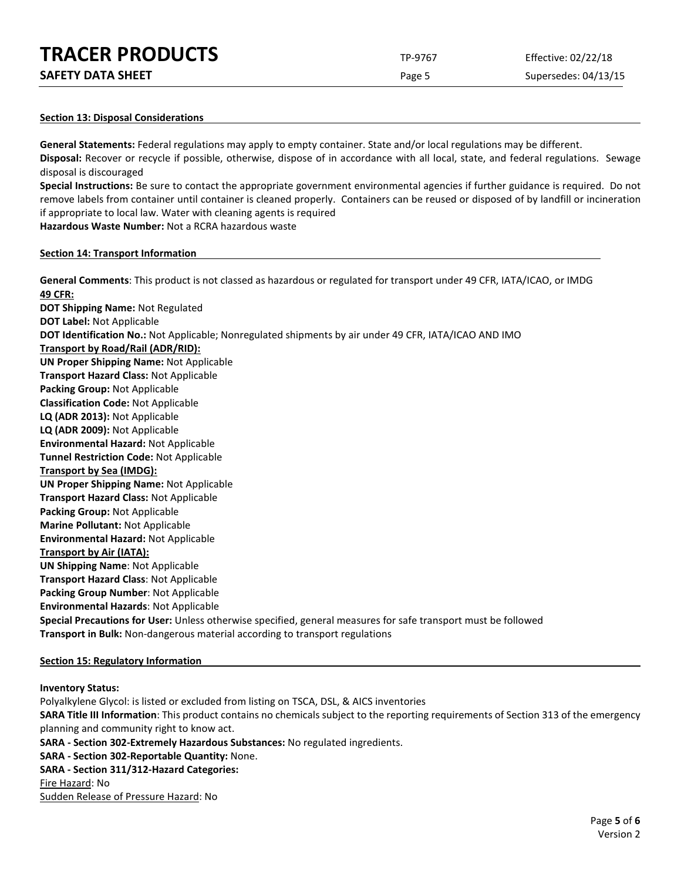## Section 13: Disposal Considerations

**General Statements:** Federal regulations may apply to empty container. State and/or local regulations may be different.

**Disposal:** Recover or recycle if possible, otherwise, dispose of in accordance with all local, state, and federal regulations. Sewage disposal is discouraged

**Special Instructions:** Be sure to contact the appropriate government environmental agencies if further guidance is required. Do not remove labels from container until container is cleaned properly. Containers can be reused or disposed of by landfill or incineration if appropriate to local law. Water with cleaning agents is required

**Hazardous Waste Number:** Not a RCRA hazardous waste

## Section 14: Transport Information

**General Comments**: This product is not classed as hazardous or regulated for transport under 49 CFR, IATA/ICAO, or IMDG

**49 CFR:**

**DOT Shipping Name:** Not Regulated
**DOT Label:** Not Applicable
**DOT Identification No.:** Not Applicable; Nonregulated shipments by air under 49 CFR, IATA/ICAO AND IMO

**Transport by Road/Rail (ADR/RID):**

**UN Proper Shipping Name:** Not Applicable
**Transport Hazard Class:** Not Applicable
**Packing Group:** Not Applicable
**Classification Code:** Not Applicable
**LQ (ADR 2013):** Not Applicable
**LQ (ADR 2009):** Not Applicable
**Environmental Hazard:** Not Applicable
**Tunnel Restriction Code:** Not Applicable

**Transport by Sea (IMDG):**

**UN Proper Shipping Name:** Not Applicable
**Transport Hazard Class:** Not Applicable
**Packing Group:** Not Applicable
**Marine Pollutant:** Not Applicable
**Environmental Hazard:** Not Applicable

**Transport by Air (IATA):**

**UN Shipping Name**: Not Applicable
**Transport Hazard Class**: Not Applicable
**Packing Group Number**: Not Applicable
**Environmental Hazards**: Not Applicable
**Special Precautions for User:** Unless otherwise specified, general measures for safe transport must be followed
**Transport in Bulk:** Non-dangerous material according to transport regulations

## Section 15: Regulatory Information

**Inventory Status:**

Polyalkylene Glycol: is listed or excluded from listing on TSCA, DSL, & AICS inventories

**SARA Title III Information**: This product contains no chemicals subject to the reporting requirements of Section 313 of the emergency planning and community right to know act.

**SARA - Section 302-Extremely Hazardous Substances:** No regulated ingredients.

**SARA - Section 302-Reportable Quantity:** None.

**SARA - Section 311/312-Hazard Categories:**

Fire Hazard: No
Sudden Release of Pressure Hazard: No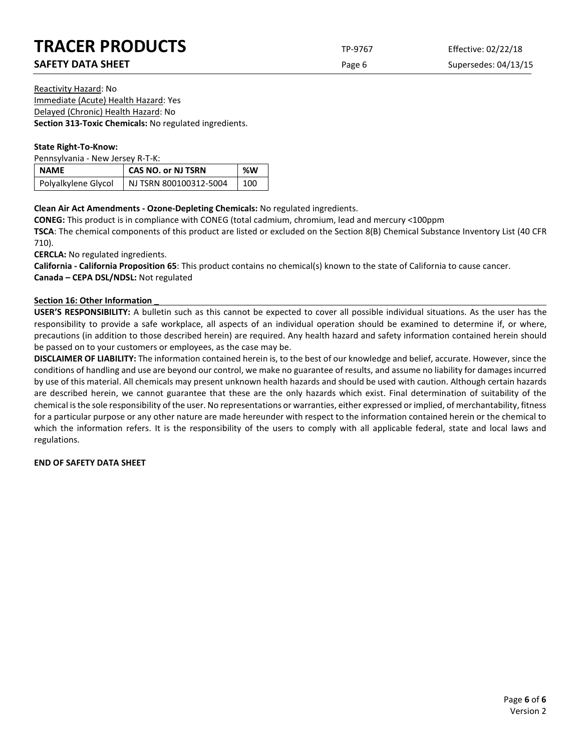Reactivity Hazard: No
Immediate (Acute) Health Hazard: Yes
Delayed (Chronic) Health Hazard: No
**Section 313-Toxic Chemicals:** No regulated ingredients.

**State Right-To-Know:**

Pennsylvania - New Jersey R-T-K:

| NAME | CAS NO. or NJ TSRN | %W |
|---|---|---|
| Polyalkylene Glycol | NJ TSRN 800100312-5004 | 100 |

**Clean Air Act Amendments - Ozone-Depleting Chemicals:** No regulated ingredients.

**CONEG:** This product is in compliance with CONEG (total cadmium, chromium, lead and mercury <100ppm

**TSCA**: The chemical components of this product are listed or excluded on the Section 8(B) Chemical Substance Inventory List (40 CFR 710).

**CERCLA:** No regulated ingredients.

**California - California Proposition 65**: This product contains no chemical(s) known to the state of California to cause cancer.

**Canada – CEPA DSL/NDSL:** Not regulated

## Section 16: Other Information

**USER'S RESPONSIBILITY:** A bulletin such as this cannot be expected to cover all possible individual situations. As the user has the responsibility to provide a safe workplace, all aspects of an individual operation should be examined to determine if, or where, precautions (in addition to those described herein) are required. Any health hazard and safety information contained herein should be passed on to your customers or employees, as the case may be.

**DISCLAIMER OF LIABILITY:** The information contained herein is, to the best of our knowledge and belief, accurate. However, since the conditions of handling and use are beyond our control, we make no guarantee of results, and assume no liability for damages incurred by use of this material. All chemicals may present unknown health hazards and should be used with caution. Although certain hazards are described herein, we cannot guarantee that these are the only hazards which exist. Final determination of suitability of the chemical is the sole responsibility of the user. No representations or warranties, either expressed or implied, of merchantability, fitness for a particular purpose or any other nature are made hereunder with respect to the information contained herein or the chemical to which the information refers. It is the responsibility of the users to comply with all applicable federal, state and local laws and regulations.

**END OF SAFETY DATA SHEET**